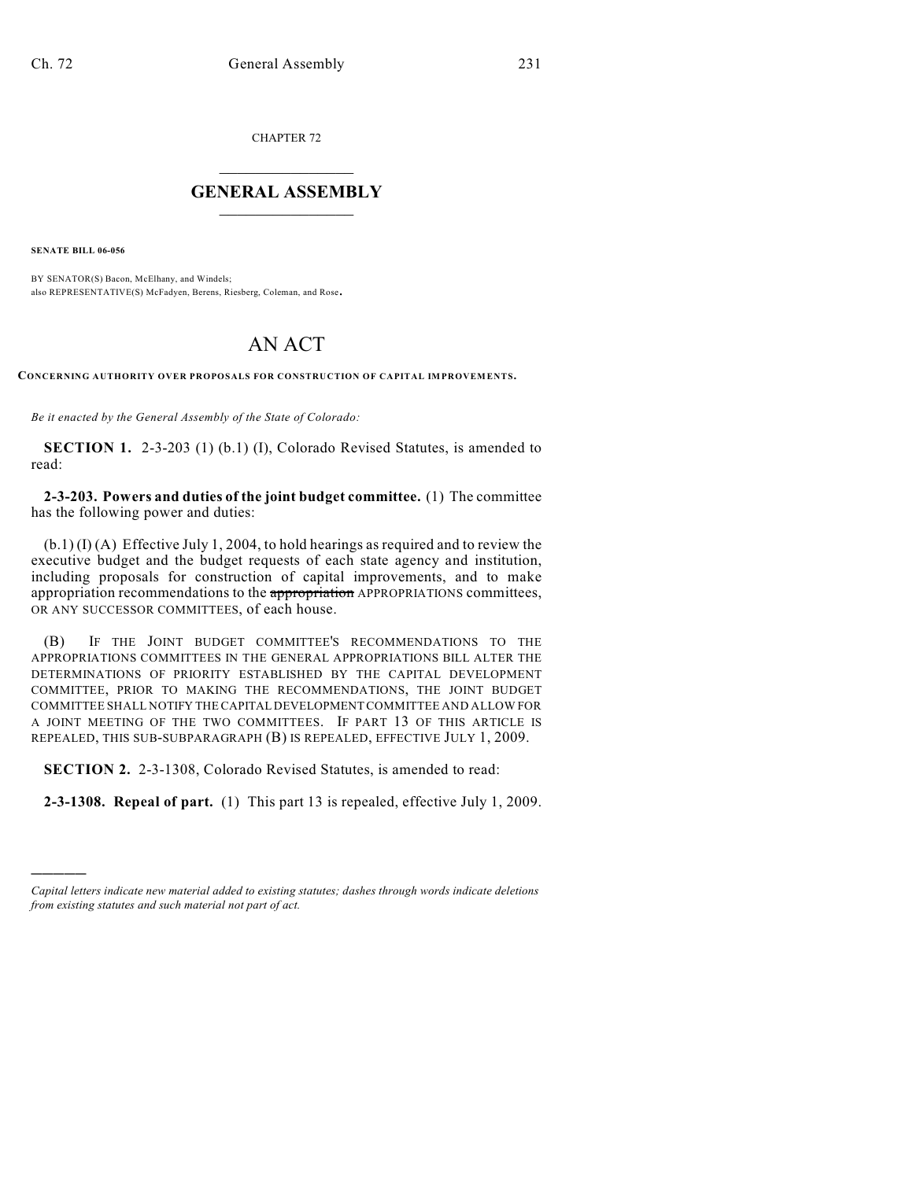CHAPTER 72

# GENERAL ASSEMBLY

**SENATE BILL 06-056**

BY SENATOR(S) Bacon, McElhany, and Windels;
also REPRESENTATIVE(S) McFadyen, Berens, Riesberg, Coleman, and Rose.

# AN ACT

**CONCERNING AUTHORITY OVER PROPOSALS FOR CONSTRUCTION OF CAPITAL IMPROVEMENTS.**

*Be it enacted by the General Assembly of the State of Colorado:*

**SECTION 1.** 2-3-203 (1) (b.1) (I), Colorado Revised Statutes, is amended to read:

**2-3-203. Powers and duties of the joint budget committee.** (1) The committee has the following power and duties:

(b.1) (I) (A) Effective July 1, 2004, to hold hearings as required and to review the executive budget and the budget requests of each state agency and institution, including proposals for construction of capital improvements, and to make appropriation recommendations to the ~~appropriation~~ APPROPRIATIONS committees, OR ANY SUCCESSOR COMMITTEES, of each house.

(B) IF THE JOINT BUDGET COMMITTEE'S RECOMMENDATIONS TO THE APPROPRIATIONS COMMITTEES IN THE GENERAL APPROPRIATIONS BILL ALTER THE DETERMINATIONS OF PRIORITY ESTABLISHED BY THE CAPITAL DEVELOPMENT COMMITTEE, PRIOR TO MAKING THE RECOMMENDATIONS, THE JOINT BUDGET COMMITTEE SHALL NOTIFY THE CAPITAL DEVELOPMENT COMMITTEE AND ALLOW FOR A JOINT MEETING OF THE TWO COMMITTEES. IF PART 13 OF THIS ARTICLE IS REPEALED, THIS SUB-SUBPARAGRAPH (B) IS REPEALED, EFFECTIVE JULY 1, 2009.

**SECTION 2.** 2-3-1308, Colorado Revised Statutes, is amended to read:

**2-3-1308. Repeal of part.** (1) This part 13 is repealed, effective July 1, 2009.

---

*Capital letters indicate new material added to existing statutes; dashes through words indicate deletions from existing statutes and such material not part of act.*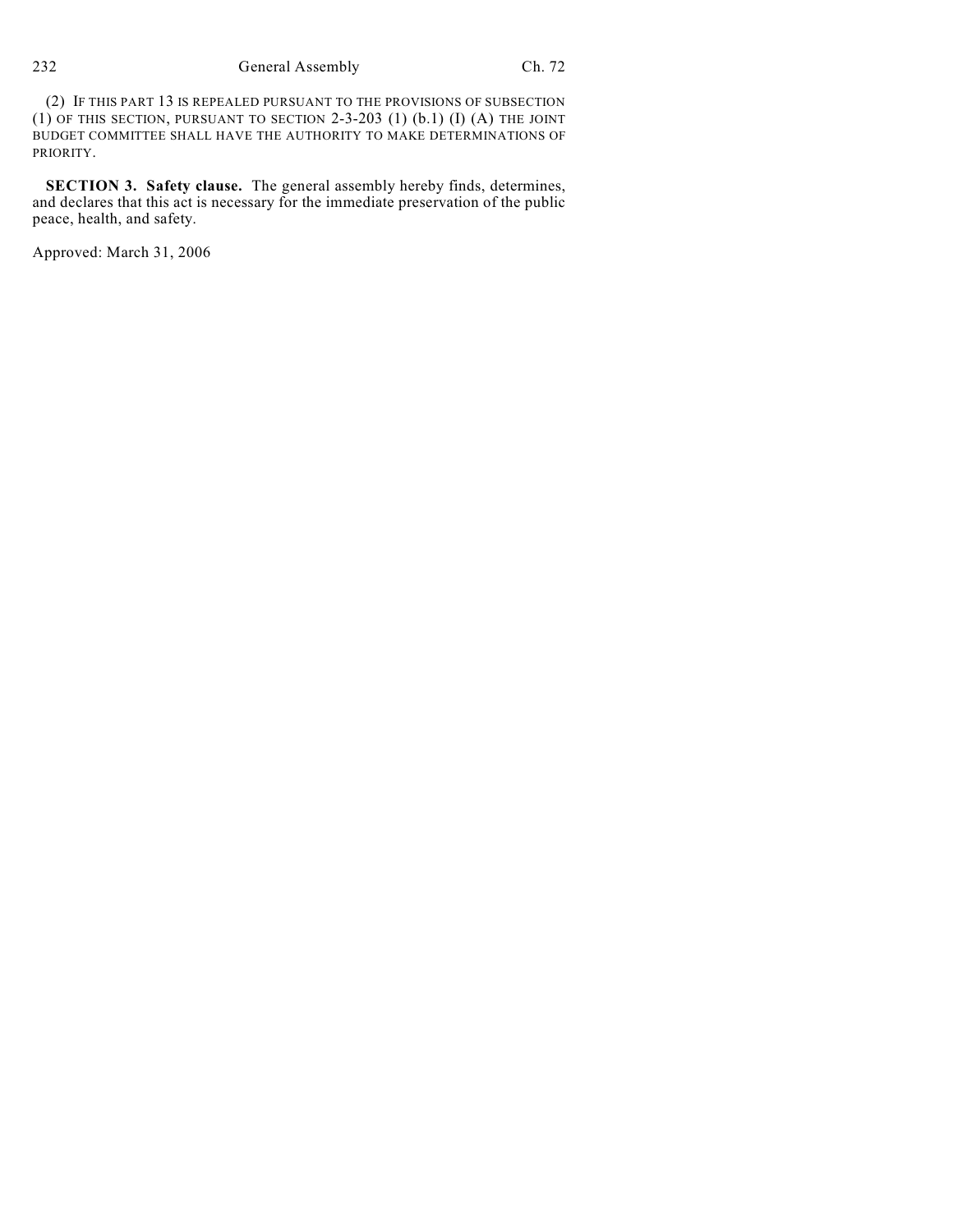(2) IF THIS PART 13 IS REPEALED PURSUANT TO THE PROVISIONS OF SUBSECTION (1) OF THIS SECTION, PURSUANT TO SECTION 2-3-203 (1) (b.1) (I) (A) THE JOINT BUDGET COMMITTEE SHALL HAVE THE AUTHORITY TO MAKE DETERMINATIONS OF PRIORITY.

**SECTION 3. Safety clause.** The general assembly hereby finds, determines, and declares that this act is necessary for the immediate preservation of the public peace, health, and safety.

Approved: March 31, 2006